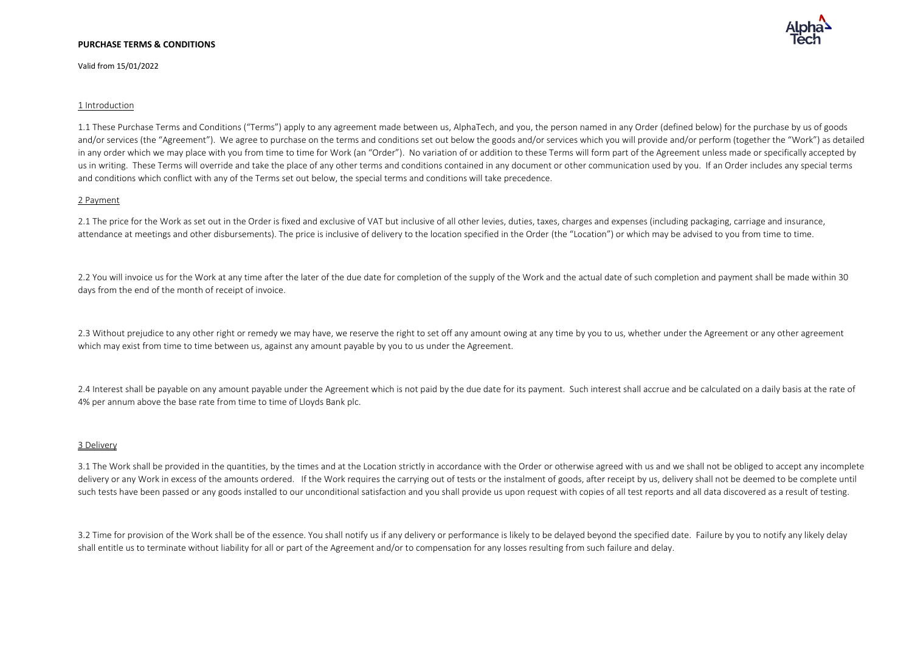# PURCHASE TERMS & CONDITIONS

Valid from 15/01/2022

## 1 Introduction

1.1 These Purchase Terms and Conditions ("Terms") apply to any agreement made between us, AlphaTech, and you, the person named in any Order (defined below) for the purchase by us of goods and/or services (the "Agreement"). We agree to purchase on the terms and conditions set out below the goods and/or services which you will provide and/or perform (together the "Work") as detailed in any order which we may place with you from time to time for Work (an "Order"). No variation of or addition to these Terms will form part of the Agreement unless made or specifically accepted by us in writing. These Terms will override and take the place of any other terms and conditions contained in any document or other communication used by you. If an Order includes any special terms and conditions which conflict with any of the Terms set out below, the special terms and conditions will take precedence.

## 2 Payment

2.1 The price for the Work as set out in the Order is fixed and exclusive of VAT but inclusive of all other levies, duties, taxes, charges and expenses (including packaging, carriage and insurance, attendance at meetings and other disbursements). The price is inclusive of delivery to the location specified in the Order (the "Location") or which may be advised to you from time to time.

2.2 You will invoice us for the Work at any time after the later of the due date for completion of the supply of the Work and the actual date of such completion and payment shall be made within 30 days from the end of the month of receipt of invoice.

2.3 Without prejudice to any other right or remedy we may have, we reserve the right to set off any amount owing at any time by you to us, whether under the Agreement or any other agreement which may exist from time to time between us, against any amount payable by you to us under the Agreement.

2.4 Interest shall be payable on any amount payable under the Agreement which is not paid by the due date for its payment. Such interest shall accrue and be calculated on a daily basis at the rate of 4% per annum above the base rate from time to time of Lloyds Bank plc.

## 3 Delivery

3.1 The Work shall be provided in the quantities, by the times and at the Location strictly in accordance with the Order or otherwise agreed with us and we shall not be obliged to accept any incomplete delivery or any Work in excess of the amounts ordered. If the Work requires the carrying out of tests or the instalment of goods, after receipt by us, delivery shall not be deemed to be complete until such tests have been passed or any goods installed to our unconditional satisfaction and you shall provide us upon request with copies of all test reports and all data discovered as a result of testing.

3.2 Time for provision of the Work shall be of the essence. You shall notify us if any delivery or performance is likely to be delayed beyond the specified date. Failure by you to notify any likely delay shall entitle us to terminate without liability for all or part of the Agreement and/or to compensation for any losses resulting from such failure and delay.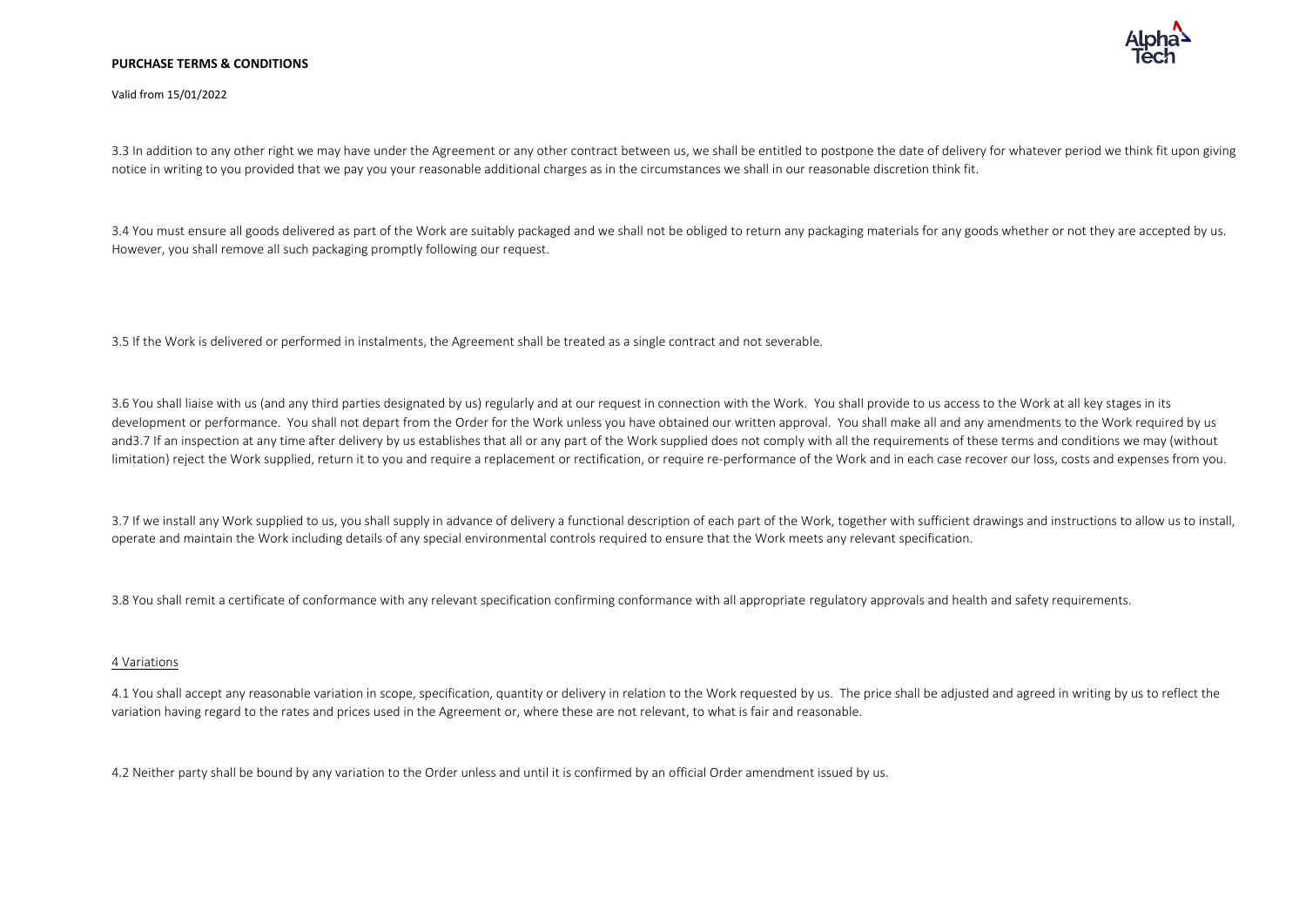3.3 In addition to any other right we may have under the Agreement or any other contract between us, we shall be entitled to postpone the date of delivery for whatever period we think fit upon giving notice in writing to you provided that we pay you your reasonable additional charges as in the circumstances we shall in our reasonable discretion think fit.

3.4 You must ensure all goods delivered as part of the Work are suitably packaged and we shall not be obliged to return any packaging materials for any goods whether or not they are accepted by us. However, you shall remove all such packaging promptly following our request.

3.5 If the Work is delivered or performed in instalments, the Agreement shall be treated as a single contract and not severable.

3.6 You shall liaise with us (and any third parties designated by us) regularly and at our request in connection with the Work. You shall provide to us access to the Work at all key stages in its development or performance. You shall not depart from the Order for the Work unless you have obtained our written approval. You shall make all and any amendments to the Work required by us and3.7 If an inspection at any time after delivery by us establishes that all or any part of the Work supplied does not comply with all the requirements of these terms and conditions we may (without limitation) reject the Work supplied, return it to you and require a replacement or rectification, or require re-performance of the Work and in each case recover our loss, costs and expenses from you.

3.7 If we install any Work supplied to us, you shall supply in advance of delivery a functional description of each part of the Work, together with sufficient drawings and instructions to allow us to install, operate and maintain the Work including details of any special environmental controls required to ensure that the Work meets any relevant specification.

3.8 You shall remit a certificate of conformance with any relevant specification confirming conformance with all appropriate regulatory approvals and health and safety requirements.

## 4 Variations

4.1 You shall accept any reasonable variation in scope, specification, quantity or delivery in relation to the Work requested by us. The price shall be adjusted and agreed in writing by us to reflect the variation having regard to the rates and prices used in the Agreement or, where these are not relevant, to what is fair and reasonable.

4.2 Neither party shall be bound by any variation to the Order unless and until it is confirmed by an official Order amendment issued by us.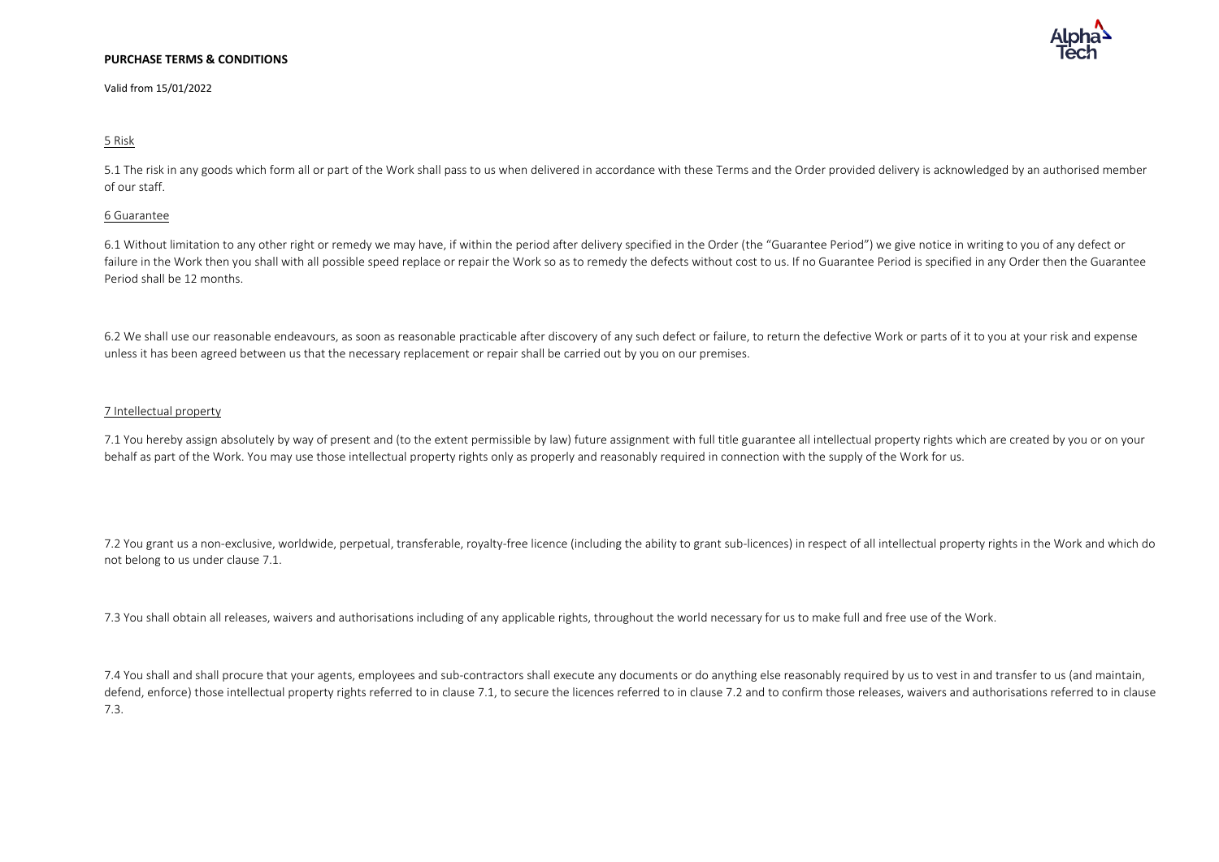5 Risk

5.1 The risk in any goods which form all or part of the Work shall pass to us when delivered in accordance with these Terms and the Order provided delivery is acknowledged by an authorised member of our staff.

6 Guarantee

6.1 Without limitation to any other right or remedy we may have, if within the period after delivery specified in the Order (the "Guarantee Period") we give notice in writing to you of any defect or failure in the Work then you shall with all possible speed replace or repair the Work so as to remedy the defects without cost to us. If no Guarantee Period is specified in any Order then the Guarantee Period shall be 12 months.

6.2 We shall use our reasonable endeavours, as soon as reasonable practicable after discovery of any such defect or failure, to return the defective Work or parts of it to you at your risk and expense unless it has been agreed between us that the necessary replacement or repair shall be carried out by you on our premises.

7 Intellectual property

7.1 You hereby assign absolutely by way of present and (to the extent permissible by law) future assignment with full title guarantee all intellectual property rights which are created by you or on your behalf as part of the Work. You may use those intellectual property rights only as properly and reasonably required in connection with the supply of the Work for us.

7.2 You grant us a non-exclusive, worldwide, perpetual, transferable, royalty-free licence (including the ability to grant sub-licences) in respect of all intellectual property rights in the Work and which do not belong to us under clause 7.1.

7.3 You shall obtain all releases, waivers and authorisations including of any applicable rights, throughout the world necessary for us to make full and free use of the Work.

7.4 You shall and shall procure that your agents, employees and sub-contractors shall execute any documents or do anything else reasonably required by us to vest in and transfer to us (and maintain, defend, enforce) those intellectual property rights referred to in clause 7.1, to secure the licences referred to in clause 7.2 and to confirm those releases, waivers and authorisations referred to in clause 7.3.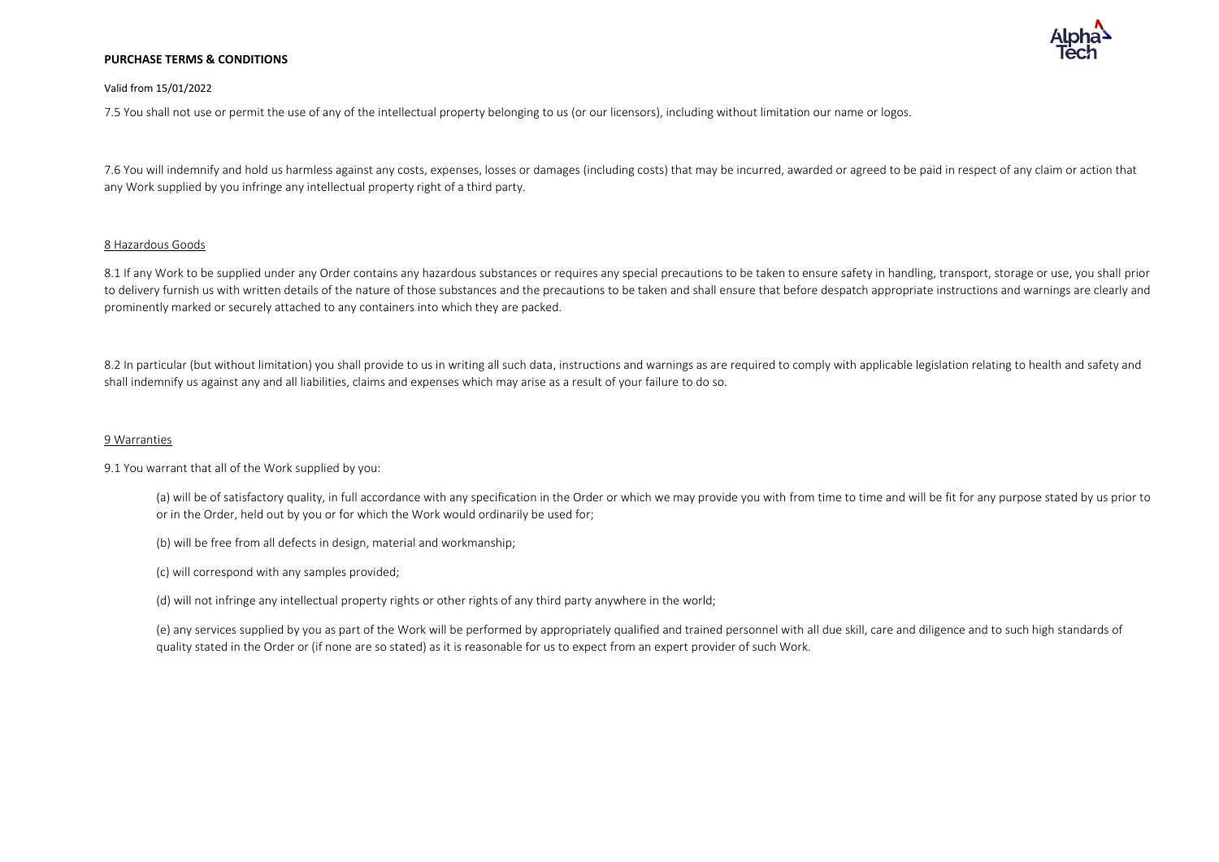7.5 You shall not use or permit the use of any of the intellectual property belonging to us (or our licensors), including without limitation our name or logos.

7.6 You will indemnify and hold us harmless against any costs, expenses, losses or damages (including costs) that may be incurred, awarded or agreed to be paid in respect of any claim or action that any Work supplied by you infringe any intellectual property right of a third party.

## 8 Hazardous Goods

8.1 If any Work to be supplied under any Order contains any hazardous substances or requires any special precautions to be taken to ensure safety in handling, transport, storage or use, you shall prior to delivery furnish us with written details of the nature of those substances and the precautions to be taken and shall ensure that before despatch appropriate instructions and warnings are clearly and prominently marked or securely attached to any containers into which they are packed.

8.2 In particular (but without limitation) you shall provide to us in writing all such data, instructions and warnings as are required to comply with applicable legislation relating to health and safety and shall indemnify us against any and all liabilities, claims and expenses which may arise as a result of your failure to do so.

## 9 Warranties

9.1 You warrant that all of the Work supplied by you:

(a) will be of satisfactory quality, in full accordance with any specification in the Order or which we may provide you with from time to time and will be fit for any purpose stated by us prior to or in the Order, held out by you or for which the Work would ordinarily be used for;

(b) will be free from all defects in design, material and workmanship;

(c) will correspond with any samples provided;

(d) will not infringe any intellectual property rights or other rights of any third party anywhere in the world;

(e) any services supplied by you as part of the Work will be performed by appropriately qualified and trained personnel with all due skill, care and diligence and to such high standards of quality stated in the Order or (if none are so stated) as it is reasonable for us to expect from an expert provider of such Work.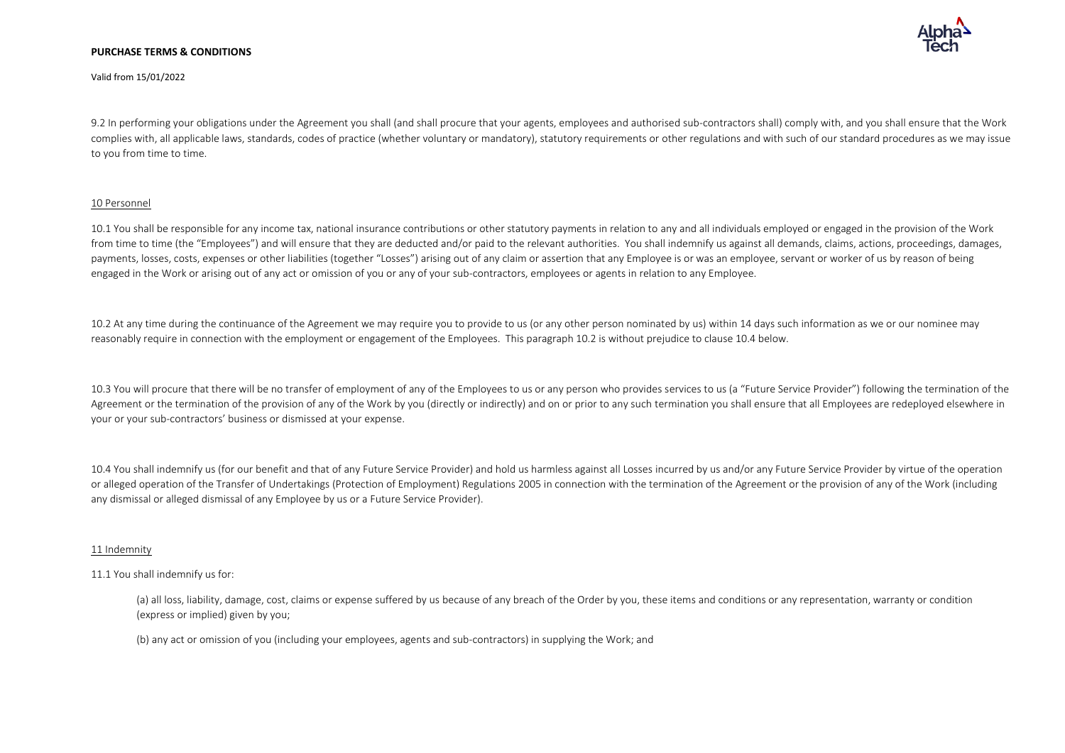9.2 In performing your obligations under the Agreement you shall (and shall procure that your agents, employees and authorised sub-contractors shall) comply with, and you shall ensure that the Work complies with, all applicable laws, standards, codes of practice (whether voluntary or mandatory), statutory requirements or other regulations and with such of our standard procedures as we may issue to you from time to time.

## 10 Personnel

10.1 You shall be responsible for any income tax, national insurance contributions or other statutory payments in relation to any and all individuals employed or engaged in the provision of the Work from time to time (the "Employees") and will ensure that they are deducted and/or paid to the relevant authorities. You shall indemnify us against all demands, claims, actions, proceedings, damages, payments, losses, costs, expenses or other liabilities (together "Losses") arising out of any claim or assertion that any Employee is or was an employee, servant or worker of us by reason of being engaged in the Work or arising out of any act or omission of you or any of your sub-contractors, employees or agents in relation to any Employee.

10.2 At any time during the continuance of the Agreement we may require you to provide to us (or any other person nominated by us) within 14 days such information as we or our nominee may reasonably require in connection with the employment or engagement of the Employees. This paragraph 10.2 is without prejudice to clause 10.4 below.

10.3 You will procure that there will be no transfer of employment of any of the Employees to us or any person who provides services to us (a "Future Service Provider") following the termination of the Agreement or the termination of the provision of any of the Work by you (directly or indirectly) and on or prior to any such termination you shall ensure that all Employees are redeployed elsewhere in your or your sub-contractors' business or dismissed at your expense.

10.4 You shall indemnify us (for our benefit and that of any Future Service Provider) and hold us harmless against all Losses incurred by us and/or any Future Service Provider by virtue of the operation or alleged operation of the Transfer of Undertakings (Protection of Employment) Regulations 2005 in connection with the termination of the Agreement or the provision of any of the Work (including any dismissal or alleged dismissal of any Employee by us or a Future Service Provider).

## 11 Indemnity

11.1 You shall indemnify us for:

(a) all loss, liability, damage, cost, claims or expense suffered by us because of any breach of the Order by you, these items and conditions or any representation, warranty or condition (express or implied) given by you;

(b) any act or omission of you (including your employees, agents and sub-contractors) in supplying the Work; and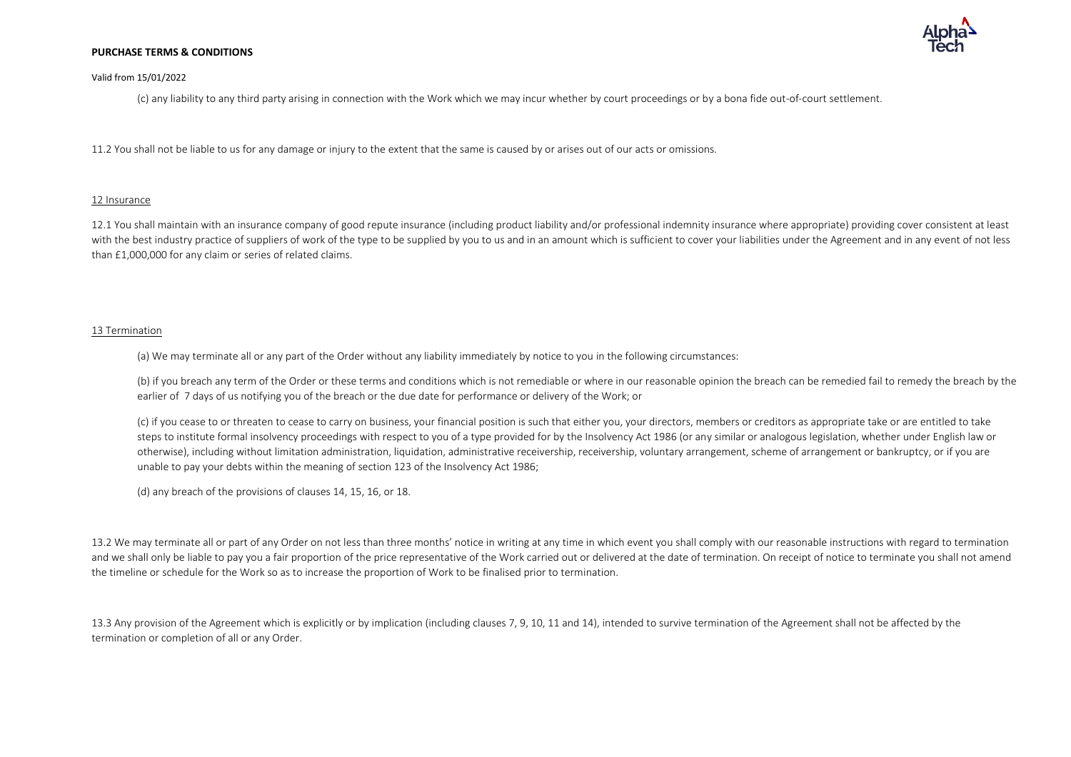(c) any liability to any third party arising in connection with the Work which we may incur whether by court proceedings or by a bona fide out-of-court settlement.

11.2 You shall not be liable to us for any damage or injury to the extent that the same is caused by or arises out of our acts or omissions.

## 12 Insurance

12.1 You shall maintain with an insurance company of good repute insurance (including product liability and/or professional indemnity insurance where appropriate) providing cover consistent at least with the best industry practice of suppliers of work of the type to be supplied by you to us and in an amount which is sufficient to cover your liabilities under the Agreement and in any event of not less than £1,000,000 for any claim or series of related claims.

## 13 Termination

(a) We may terminate all or any part of the Order without any liability immediately by notice to you in the following circumstances:

(b) if you breach any term of the Order or these terms and conditions which is not remediable or where in our reasonable opinion the breach can be remedied fail to remedy the breach by the earlier of 7 days of us notifying you of the breach or the due date for performance or delivery of the Work; or

(c) if you cease to or threaten to cease to carry on business, your financial position is such that either you, your directors, members or creditors as appropriate take or are entitled to take steps to institute formal insolvency proceedings with respect to you of a type provided for by the Insolvency Act 1986 (or any similar or analogous legislation, whether under English law or otherwise), including without limitation administration, liquidation, administrative receivership, receivership, voluntary arrangement, scheme of arrangement or bankruptcy, or if you are unable to pay your debts within the meaning of section 123 of the Insolvency Act 1986;

(d) any breach of the provisions of clauses 14, 15, 16, or 18.

13.2 We may terminate all or part of any Order on not less than three months' notice in writing at any time in which event you shall comply with our reasonable instructions with regard to termination and we shall only be liable to pay you a fair proportion of the price representative of the Work carried out or delivered at the date of termination. On receipt of notice to terminate you shall not amend the timeline or schedule for the Work so as to increase the proportion of Work to be finalised prior to termination.

13.3 Any provision of the Agreement which is explicitly or by implication (including clauses 7, 9, 10, 11 and 14), intended to survive termination of the Agreement shall not be affected by the termination or completion of all or any Order.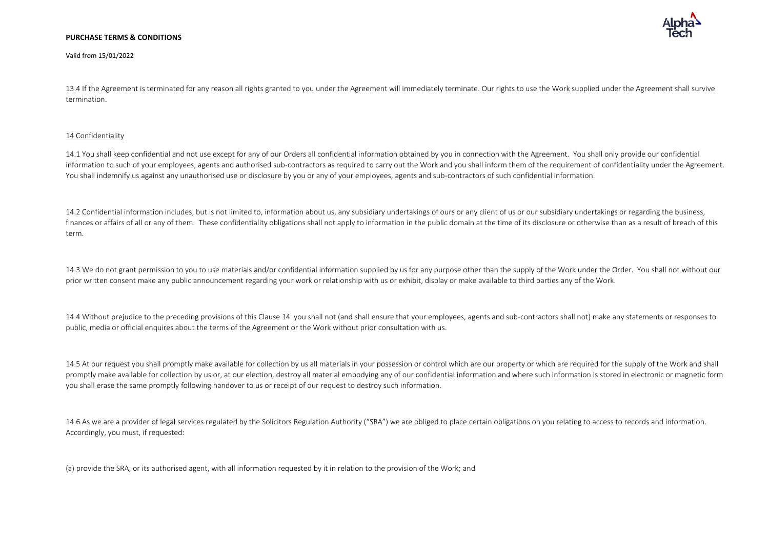13.4 If the Agreement is terminated for any reason all rights granted to you under the Agreement will immediately terminate. Our rights to use the Work supplied under the Agreement shall survive termination.

## 14 Confidentiality

14.1 You shall keep confidential and not use except for any of our Orders all confidential information obtained by you in connection with the Agreement. You shall only provide our confidential information to such of your employees, agents and authorised sub-contractors as required to carry out the Work and you shall inform them of the requirement of confidentiality under the Agreement. You shall indemnify us against any unauthorised use or disclosure by you or any of your employees, agents and sub-contractors of such confidential information.

14.2 Confidential information includes, but is not limited to, information about us, any subsidiary undertakings of ours or any client of us or our subsidiary undertakings or regarding the business, finances or affairs of all or any of them. These confidentiality obligations shall not apply to information in the public domain at the time of its disclosure or otherwise than as a result of breach of this term.

14.3 We do not grant permission to you to use materials and/or confidential information supplied by us for any purpose other than the supply of the Work under the Order. You shall not without our prior written consent make any public announcement regarding your work or relationship with us or exhibit, display or make available to third parties any of the Work.

14.4 Without prejudice to the preceding provisions of this Clause 14 you shall not (and shall ensure that your employees, agents and sub-contractors shall not) make any statements or responses to public, media or official enquires about the terms of the Agreement or the Work without prior consultation with us.

14.5 At our request you shall promptly make available for collection by us all materials in your possession or control which are our property or which are required for the supply of the Work and shall promptly make available for collection by us or, at our election, destroy all material embodying any of our confidential information and where such information is stored in electronic or magnetic form you shall erase the same promptly following handover to us or receipt of our request to destroy such information.

14.6 As we are a provider of legal services regulated by the Solicitors Regulation Authority ("SRA") we are obliged to place certain obligations on you relating to access to records and information. Accordingly, you must, if requested:

(a) provide the SRA, or its authorised agent, with all information requested by it in relation to the provision of the Work; and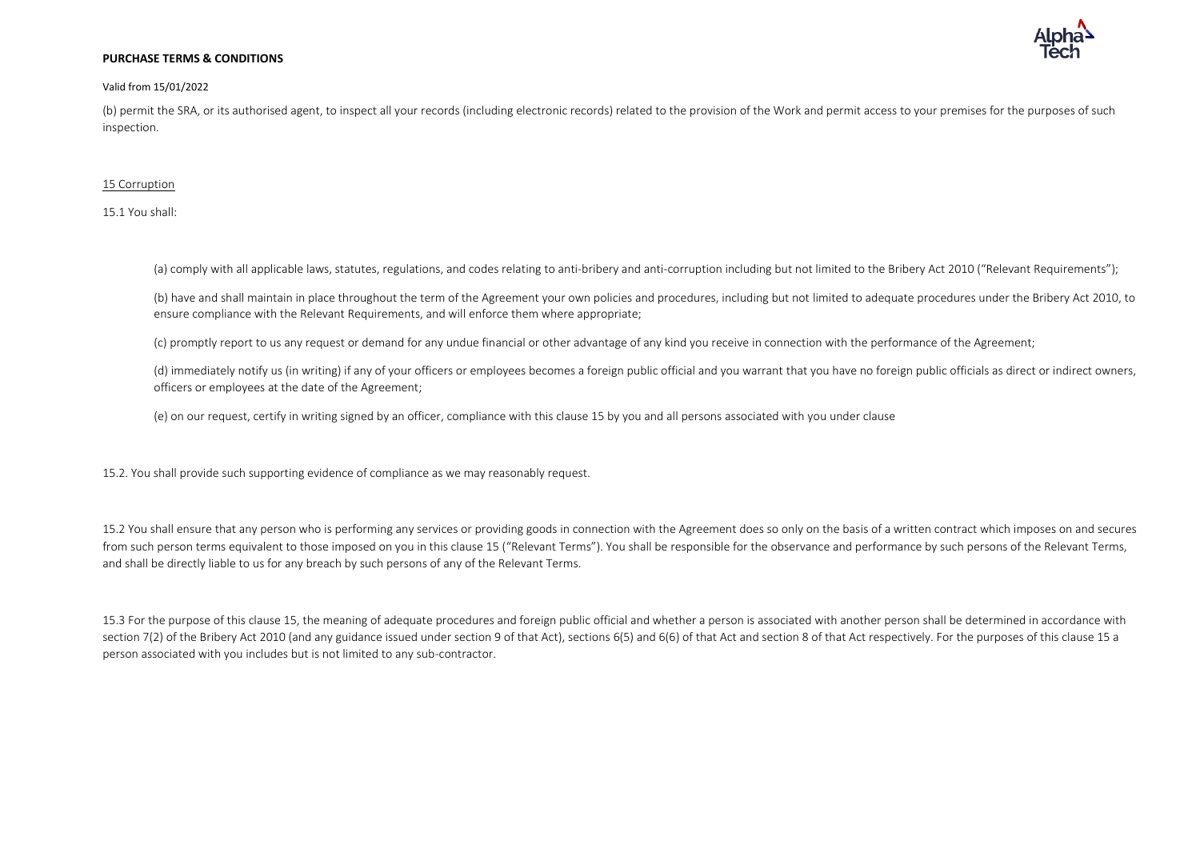(b) permit the SRA, or its authorised agent, to inspect all your records (including electronic records) related to the provision of the Work and permit access to your premises for the purposes of such inspection.

15 Corruption

15.1 You shall:

(a) comply with all applicable laws, statutes, regulations, and codes relating to anti-bribery and anti-corruption including but not limited to the Bribery Act 2010 ("Relevant Requirements");

(b) have and shall maintain in place throughout the term of the Agreement your own policies and procedures, including but not limited to adequate procedures under the Bribery Act 2010, to ensure compliance with the Relevant Requirements, and will enforce them where appropriate;

(c) promptly report to us any request or demand for any undue financial or other advantage of any kind you receive in connection with the performance of the Agreement;

(d) immediately notify us (in writing) if any of your officers or employees becomes a foreign public official and you warrant that you have no foreign public officials as direct or indirect owners, officers or employees at the date of the Agreement;

(e) on our request, certify in writing signed by an officer, compliance with this clause 15 by you and all persons associated with you under clause

15.2. You shall provide such supporting evidence of compliance as we may reasonably request.

15.2 You shall ensure that any person who is performing any services or providing goods in connection with the Agreement does so only on the basis of a written contract which imposes on and secures from such person terms equivalent to those imposed on you in this clause 15 ("Relevant Terms"). You shall be responsible for the observance and performance by such persons of the Relevant Terms, and shall be directly liable to us for any breach by such persons of any of the Relevant Terms.

15.3 For the purpose of this clause 15, the meaning of adequate procedures and foreign public official and whether a person is associated with another person shall be determined in accordance with section 7(2) of the Bribery Act 2010 (and any guidance issued under section 9 of that Act), sections 6(5) and 6(6) of that Act and section 8 of that Act respectively. For the purposes of this clause 15 a person associated with you includes but is not limited to any sub-contractor.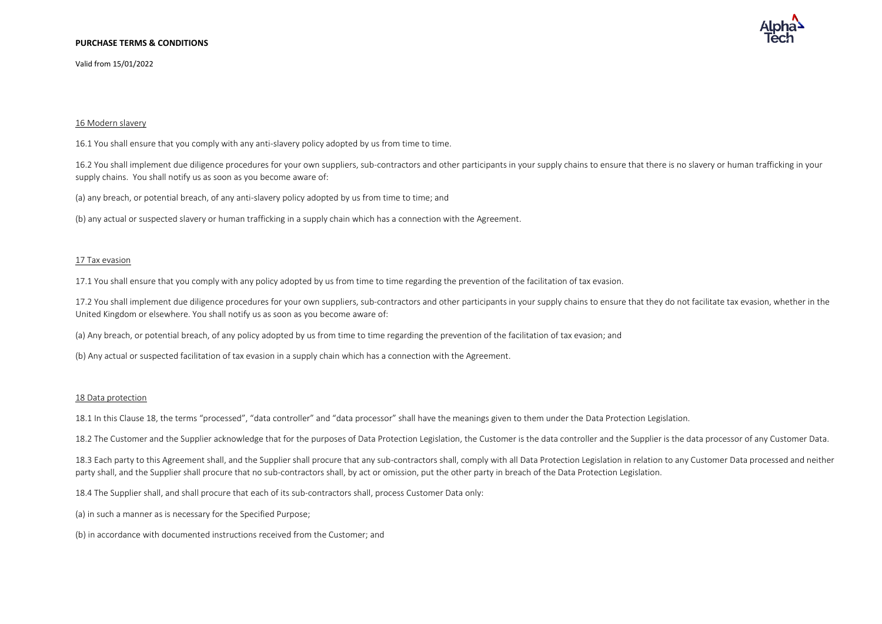#### 16 Modern slavery

16.1 You shall ensure that you comply with any anti-slavery policy adopted by us from time to time.

16.2 You shall implement due diligence procedures for your own suppliers, sub-contractors and other participants in your supply chains to ensure that there is no slavery or human trafficking in your supply chains. You shall notify us as soon as you become aware of:

(a) any breach, or potential breach, of any anti-slavery policy adopted by us from time to time; and

(b) any actual or suspected slavery or human trafficking in a supply chain which has a connection with the Agreement.

#### 17 Tax evasion

17.1 You shall ensure that you comply with any policy adopted by us from time to time regarding the prevention of the facilitation of tax evasion.

17.2 You shall implement due diligence procedures for your own suppliers, sub-contractors and other participants in your supply chains to ensure that they do not facilitate tax evasion, whether in the United Kingdom or elsewhere. You shall notify us as soon as you become aware of:

(a) Any breach, or potential breach, of any policy adopted by us from time to time regarding the prevention of the facilitation of tax evasion; and

(b) Any actual or suspected facilitation of tax evasion in a supply chain which has a connection with the Agreement.

#### 18 Data protection

18.1 In this Clause 18, the terms "processed", "data controller" and "data processor" shall have the meanings given to them under the Data Protection Legislation.

18.2 The Customer and the Supplier acknowledge that for the purposes of Data Protection Legislation, the Customer is the data controller and the Supplier is the data processor of any Customer Data.

18.3 Each party to this Agreement shall, and the Supplier shall procure that any sub-contractors shall, comply with all Data Protection Legislation in relation to any Customer Data processed and neither party shall, and the Supplier shall procure that no sub-contractors shall, by act or omission, put the other party in breach of the Data Protection Legislation.

18.4 The Supplier shall, and shall procure that each of its sub-contractors shall, process Customer Data only:

(a) in such a manner as is necessary for the Specified Purpose;

(b) in accordance with documented instructions received from the Customer; and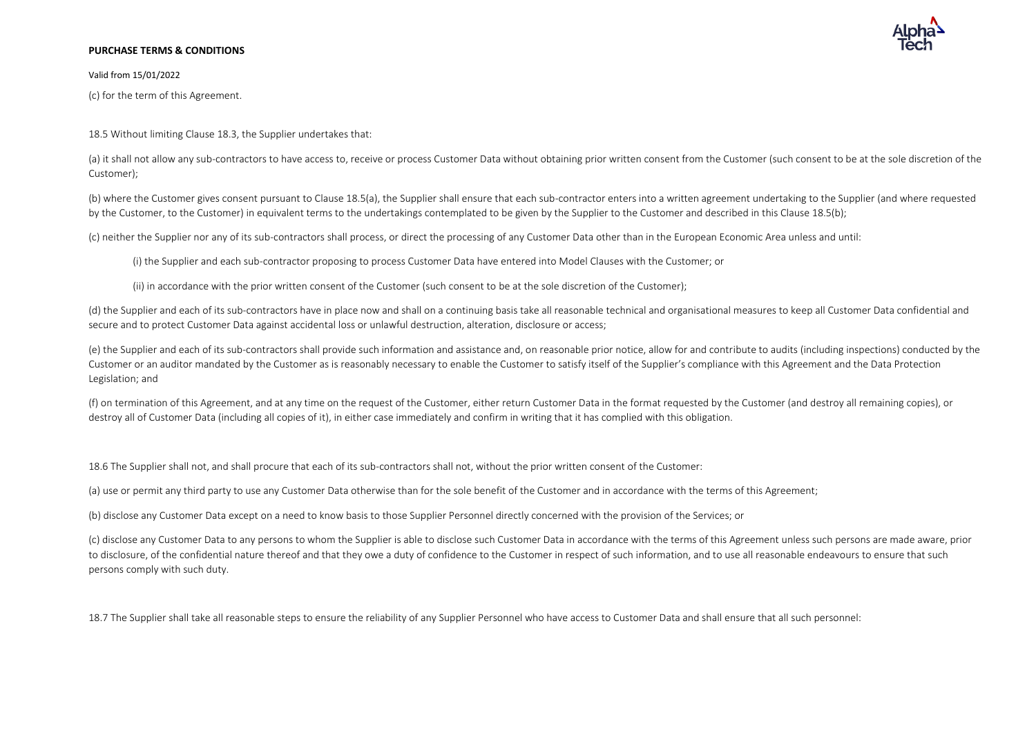(c) for the term of this Agreement.

18.5 Without limiting Clause 18.3, the Supplier undertakes that:

(a) it shall not allow any sub-contractors to have access to, receive or process Customer Data without obtaining prior written consent from the Customer (such consent to be at the sole discretion of the Customer);

(b) where the Customer gives consent pursuant to Clause 18.5(a), the Supplier shall ensure that each sub-contractor enters into a written agreement undertaking to the Supplier (and where requested by the Customer, to the Customer) in equivalent terms to the undertakings contemplated to be given by the Supplier to the Customer and described in this Clause 18.5(b);

(c) neither the Supplier nor any of its sub-contractors shall process, or direct the processing of any Customer Data other than in the European Economic Area unless and until:

(i) the Supplier and each sub-contractor proposing to process Customer Data have entered into Model Clauses with the Customer; or

(ii) in accordance with the prior written consent of the Customer (such consent to be at the sole discretion of the Customer);

(d) the Supplier and each of its sub-contractors have in place now and shall on a continuing basis take all reasonable technical and organisational measures to keep all Customer Data confidential and secure and to protect Customer Data against accidental loss or unlawful destruction, alteration, disclosure or access;

(e) the Supplier and each of its sub-contractors shall provide such information and assistance and, on reasonable prior notice, allow for and contribute to audits (including inspections) conducted by the Customer or an auditor mandated by the Customer as is reasonably necessary to enable the Customer to satisfy itself of the Supplier's compliance with this Agreement and the Data Protection Legislation; and

(f) on termination of this Agreement, and at any time on the request of the Customer, either return Customer Data in the format requested by the Customer (and destroy all remaining copies), or destroy all of Customer Data (including all copies of it), in either case immediately and confirm in writing that it has complied with this obligation.

18.6 The Supplier shall not, and shall procure that each of its sub-contractors shall not, without the prior written consent of the Customer:

(a) use or permit any third party to use any Customer Data otherwise than for the sole benefit of the Customer and in accordance with the terms of this Agreement;

(b) disclose any Customer Data except on a need to know basis to those Supplier Personnel directly concerned with the provision of the Services; or

(c) disclose any Customer Data to any persons to whom the Supplier is able to disclose such Customer Data in accordance with the terms of this Agreement unless such persons are made aware, prior to disclosure, of the confidential nature thereof and that they owe a duty of confidence to the Customer in respect of such information, and to use all reasonable endeavours to ensure that such persons comply with such duty.

18.7 The Supplier shall take all reasonable steps to ensure the reliability of any Supplier Personnel who have access to Customer Data and shall ensure that all such personnel: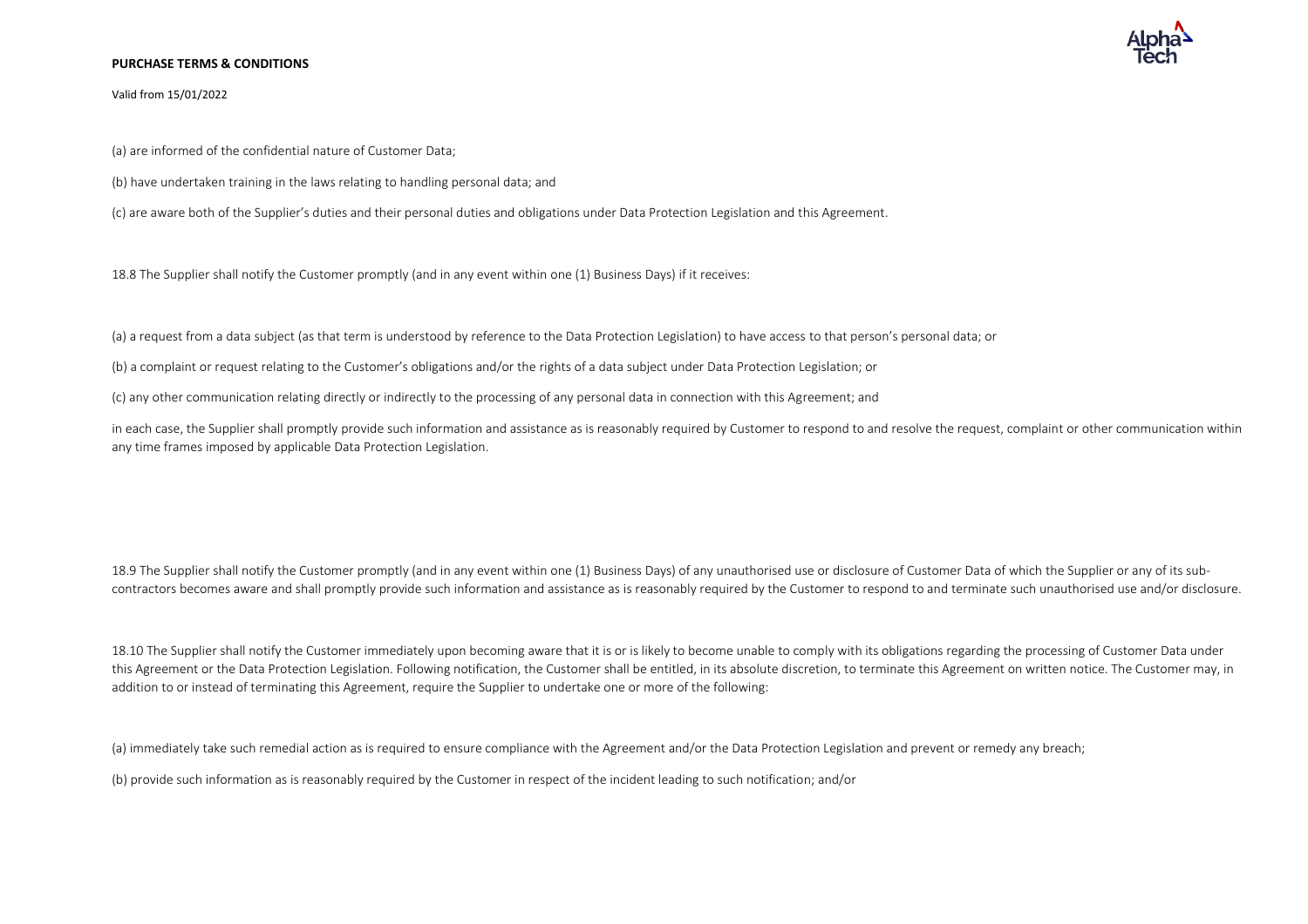(a) are informed of the confidential nature of Customer Data;

(b) have undertaken training in the laws relating to handling personal data; and

(c) are aware both of the Supplier's duties and their personal duties and obligations under Data Protection Legislation and this Agreement.

18.8 The Supplier shall notify the Customer promptly (and in any event within one (1) Business Days) if it receives:

(a) a request from a data subject (as that term is understood by reference to the Data Protection Legislation) to have access to that person's personal data; or

(b) a complaint or request relating to the Customer's obligations and/or the rights of a data subject under Data Protection Legislation; or

(c) any other communication relating directly or indirectly to the processing of any personal data in connection with this Agreement; and

in each case, the Supplier shall promptly provide such information and assistance as is reasonably required by Customer to respond to and resolve the request, complaint or other communication within any time frames imposed by applicable Data Protection Legislation.

18.9 The Supplier shall notify the Customer promptly (and in any event within one (1) Business Days) of any unauthorised use or disclosure of Customer Data of which the Supplier or any of its sub-contractors becomes aware and shall promptly provide such information and assistance as is reasonably required by the Customer to respond to and terminate such unauthorised use and/or disclosure.

18.10 The Supplier shall notify the Customer immediately upon becoming aware that it is or is likely to become unable to comply with its obligations regarding the processing of Customer Data under this Agreement or the Data Protection Legislation. Following notification, the Customer shall be entitled, in its absolute discretion, to terminate this Agreement on written notice. The Customer may, in addition to or instead of terminating this Agreement, require the Supplier to undertake one or more of the following:

(a) immediately take such remedial action as is required to ensure compliance with the Agreement and/or the Data Protection Legislation and prevent or remedy any breach;

(b) provide such information as is reasonably required by the Customer in respect of the incident leading to such notification; and/or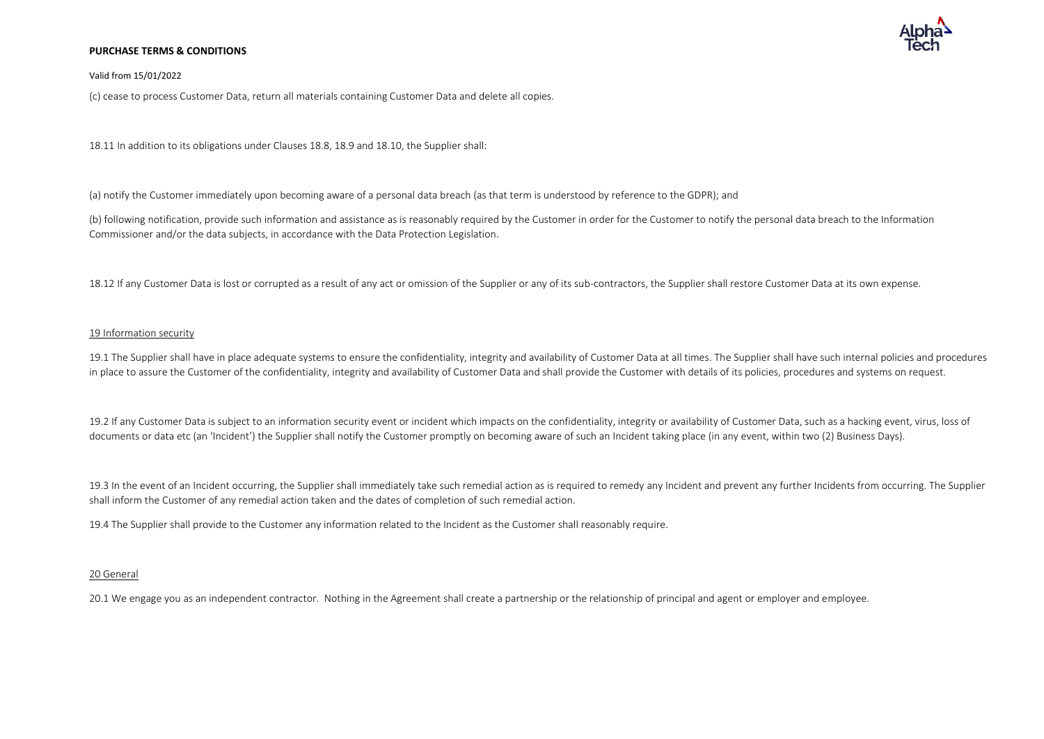(c) cease to process Customer Data, return all materials containing Customer Data and delete all copies.

18.11 In addition to its obligations under Clauses 18.8, 18.9 and 18.10, the Supplier shall:

(a) notify the Customer immediately upon becoming aware of a personal data breach (as that term is understood by reference to the GDPR); and

(b) following notification, provide such information and assistance as is reasonably required by the Customer in order for the Customer to notify the personal data breach to the Information Commissioner and/or the data subjects, in accordance with the Data Protection Legislation.

18.12 If any Customer Data is lost or corrupted as a result of any act or omission of the Supplier or any of its sub-contractors, the Supplier shall restore Customer Data at its own expense.

## 19 Information security

19.1 The Supplier shall have in place adequate systems to ensure the confidentiality, integrity and availability of Customer Data at all times. The Supplier shall have such internal policies and procedures in place to assure the Customer of the confidentiality, integrity and availability of Customer Data and shall provide the Customer with details of its policies, procedures and systems on request.

19.2 If any Customer Data is subject to an information security event or incident which impacts on the confidentiality, integrity or availability of Customer Data, such as a hacking event, virus, loss of documents or data etc (an 'Incident') the Supplier shall notify the Customer promptly on becoming aware of such an Incident taking place (in any event, within two (2) Business Days).

19.3 In the event of an Incident occurring, the Supplier shall immediately take such remedial action as is required to remedy any Incident and prevent any further Incidents from occurring. The Supplier shall inform the Customer of any remedial action taken and the dates of completion of such remedial action.

19.4 The Supplier shall provide to the Customer any information related to the Incident as the Customer shall reasonably require.

## 20 General

20.1 We engage you as an independent contractor. Nothing in the Agreement shall create a partnership or the relationship of principal and agent or employer and employee.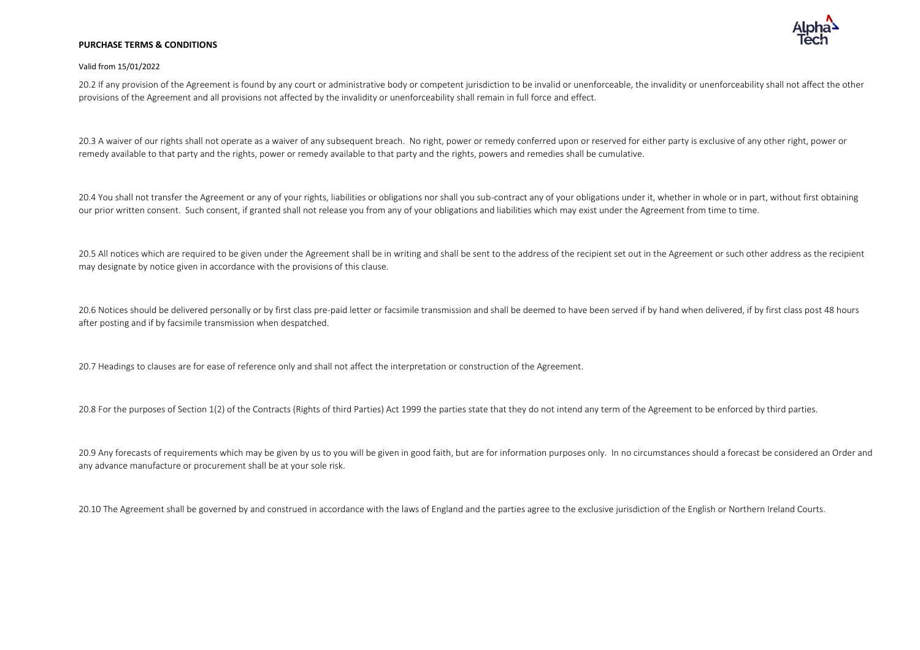20.2 If any provision of the Agreement is found by any court or administrative body or competent jurisdiction to be invalid or unenforceable, the invalidity or unenforceability shall not affect the other provisions of the Agreement and all provisions not affected by the invalidity or unenforceability shall remain in full force and effect.

20.3 A waiver of our rights shall not operate as a waiver of any subsequent breach. No right, power or remedy conferred upon or reserved for either party is exclusive of any other right, power or remedy available to that party and the rights, power or remedy available to that party and the rights, powers and remedies shall be cumulative.

20.4 You shall not transfer the Agreement or any of your rights, liabilities or obligations nor shall you sub-contract any of your obligations under it, whether in whole or in part, without first obtaining our prior written consent. Such consent, if granted shall not release you from any of your obligations and liabilities which may exist under the Agreement from time to time.

20.5 All notices which are required to be given under the Agreement shall be in writing and shall be sent to the address of the recipient set out in the Agreement or such other address as the recipient may designate by notice given in accordance with the provisions of this clause.

20.6 Notices should be delivered personally or by first class pre-paid letter or facsimile transmission and shall be deemed to have been served if by hand when delivered, if by first class post 48 hours after posting and if by facsimile transmission when despatched.

20.7 Headings to clauses are for ease of reference only and shall not affect the interpretation or construction of the Agreement.

20.8 For the purposes of Section 1(2) of the Contracts (Rights of third Parties) Act 1999 the parties state that they do not intend any term of the Agreement to be enforced by third parties.

20.9 Any forecasts of requirements which may be given by us to you will be given in good faith, but are for information purposes only. In no circumstances should a forecast be considered an Order and any advance manufacture or procurement shall be at your sole risk.

20.10 The Agreement shall be governed by and construed in accordance with the laws of England and the parties agree to the exclusive jurisdiction of the English or Northern Ireland Courts.